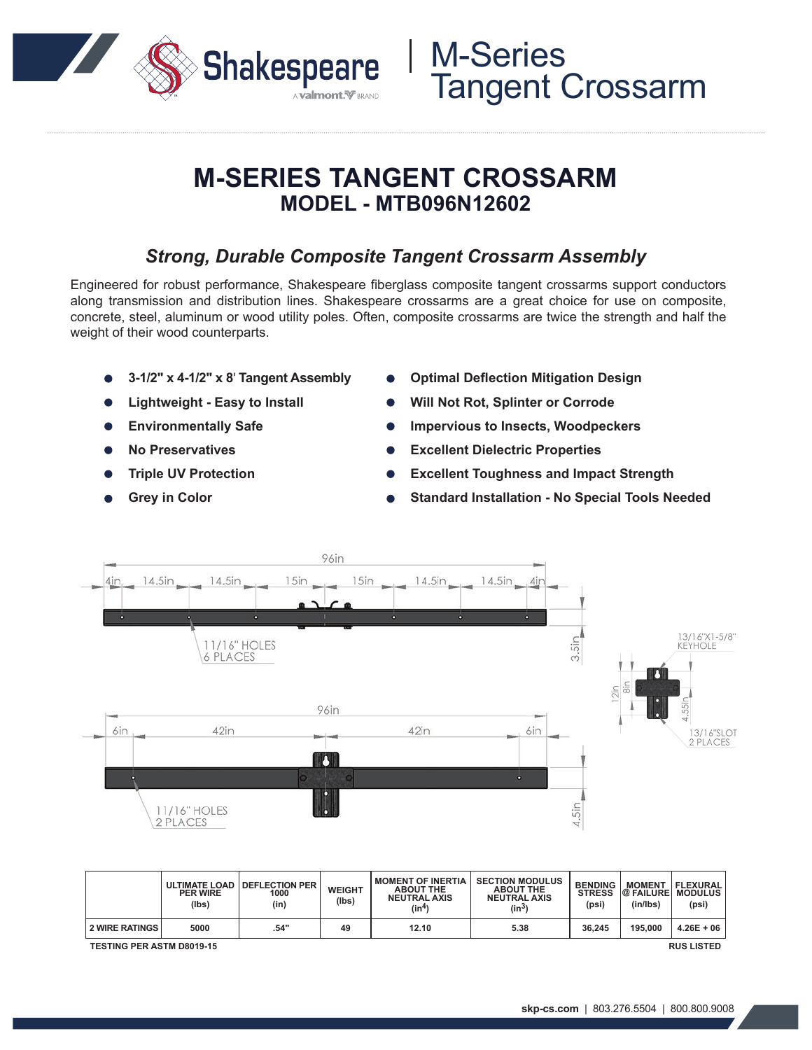# M-SERIES TANGENT CROSSARM

## MODEL - MTB096N12602

### *Strong, Durable Composite Tangent Crossarm Assembly*

Engineered for robust performance, Shakespeare fiberglass composite tangent crossarms support conductors along transmission and distribution lines. Shakespeare crossarms are a great choice for use on composite, concrete, steel, aluminum or wood utility poles. Often, composite crossarms are twice the strength and half the weight of their wood counterparts.

- **3-1/2" x 4-1/2" x 8' Tangent Assembly**
- **Lightweight - Easy to Install**
- **Environmentally Safe**
- **No Preservatives**
- **Triple UV Protection**
- **Grey in Color**
- **Optimal Deflection Mitigation Design**
- **Will Not Rot, Splinter or Corrode**
- **Impervious to Insects, Woodpeckers**
- **Excellent Dielectric Properties**
- **Excellent Toughness and Impact Strength**
- **Standard Installation - No Special Tools Needed**

96in | 4in | 14.5in | 14.5in | 15in | 15in | 14.5in | 14.5in | 4in

11/16" HOLES 6 PLACES

3.5in

96in | 6in | 42in | 42in | 6in

11/16" HOLES 2 PLACES

4.5in

13/16"X1-5/8" KEYHOLE

12in | 8in | 4.55in

13/16"SLOT 2 PLACES

| | ULTIMATE LOAD PER WIRE (lbs) | DEFLECTION PER 1000 (in) | WEIGHT (lbs) | MOMENT OF INERTIA ABOUT THE NEUTRAL AXIS ($in^4$) | SECTION MODULUS ABOUT THE NEUTRAL AXIS ($in^3$) | BENDING STRESS (psi) | MOMENT @ FAILURE (in/lbs) | FLEXURAL MODULUS (psi) |
|---|---|---|---|---|---|---|---|---|
| 2 WIRE RATINGS | 5000 | .54" | 49 | 12.10 | 5.38 | 36,245 | 195,000 | 4.26E + 06 |

TESTING PER ASTM D8019-15

RUS LISTED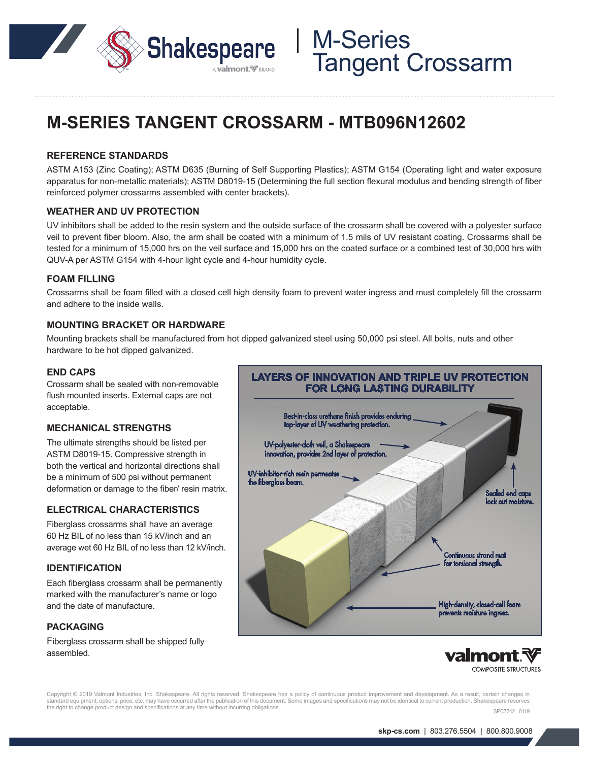# M-SERIES TANGENT CROSSARM - MTB096N12602

## REFERENCE STANDARDS

ASTM A153 (Zinc Coating); ASTM D635 (Burning of Self Supporting Plastics); ASTM G154 (Operating light and water exposure apparatus for non-metallic materials); ASTM D8019-15 (Determining the full section flexural modulus and bending strength of fiber reinforced polymer crossarms assembled with center brackets).

## WEATHER AND UV PROTECTION

UV inhibitors shall be added to the resin system and the outside surface of the crossarm shall be covered with a polyester surface veil to prevent fiber bloom. Also, the arm shall be coated with a minimum of 1.5 mils of UV resistant coating. Crossarms shall be tested for a minimum of 15,000 hrs on the veil surface and 15,000 hrs on the coated surface or a combined test of 30,000 hrs with QUV-A per ASTM G154 with 4-hour light cycle and 4-hour humidity cycle.

## FOAM FILLING

Crossarms shall be foam filled with a closed cell high density foam to prevent water ingress and must completely fill the crossarm and adhere to the inside walls.

## MOUNTING BRACKET OR HARDWARE

Mounting brackets shall be manufactured from hot dipped galvanized steel using 50,000 psi steel. All bolts, nuts and other hardware to be hot dipped galvanized.

## END CAPS

Crossarm shall be sealed with non-removable flush mounted inserts. External caps are not acceptable.

## MECHANICAL STRENGTHS

The ultimate strengths should be listed per ASTM D8019-15. Compressive strength in both the vertical and horizontal directions shall be a minimum of 500 psi without permanent deformation or damage to the fiber/ resin matrix.

## ELECTRICAL CHARACTERISTICS

Fiberglass crossarms shall have an average 60 Hz BIL of no less than 15 kV/inch and an average wet 60 Hz BIL of no less than 12 kV/inch.

## IDENTIFICATION

Each fiberglass crossarm shall be permanently marked with the manufacturer's name or logo and the date of manufacture.

## PACKAGING

Fiberglass crossarm shall be shipped fully assembled.

LAYERS OF INNOVATION AND TRIPLE UV PROTECTION FOR LONG LASTING DURABILITY

Best-in-class urethane finish provides enduring top-layer of UV weathering protection.

UV-polyester-cloth veil, a Shakespeare innovation, provides 2nd layer of protection.

UV-inhibitor-rich resin permeates the fiberglass beam.

Sealed end caps lock out moisture.

Continuous strand mat for torsional strength.

High-density, closed-cell foam prevents moisture ingress.

Copyright © 2019 Valmont Industries, Inc. Shakespeare. All rights reserved. Shakespeare has a policy of continuous product improvement and development. As a result, certain changes in standard equipment, options, price, etc. may have occurred after the publication of this document. Some images and specifications may not be identical to current production. Shakespeare reserves the right to change product design and specifications at any time without incurring obligations.

SPC7742 0119